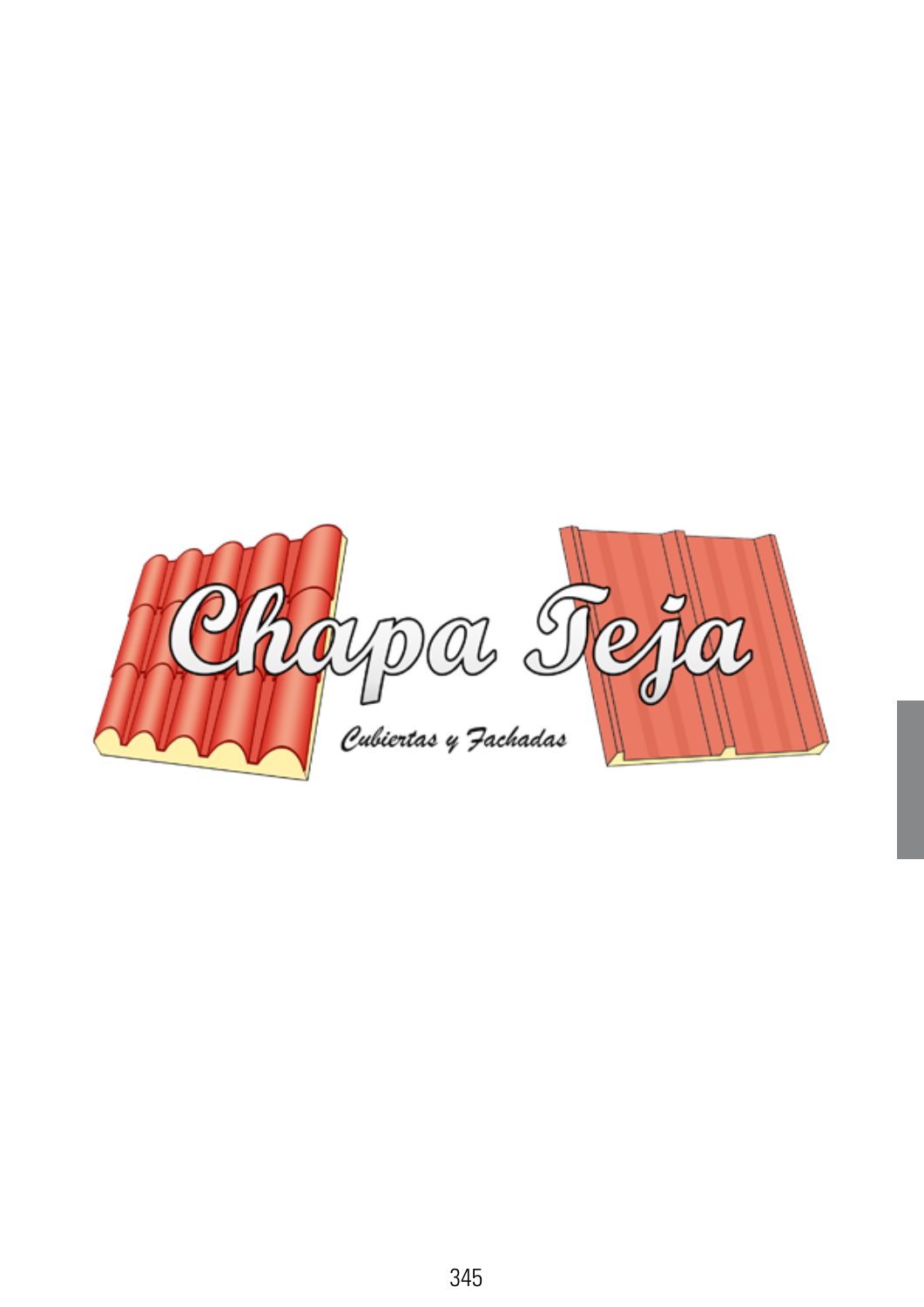# Chapa Teja

*Cubiertas y Fachadas*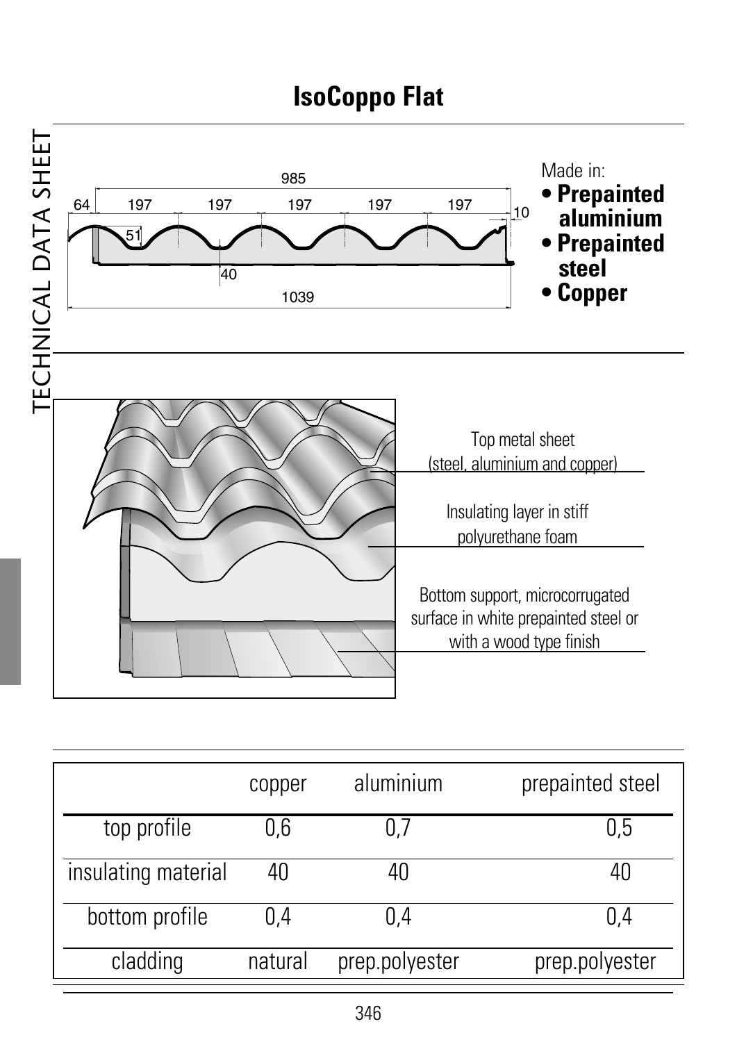# IsoCoppo Flat

Made in:

- **Prepainted aluminium**
- **Prepainted steel**
- **Copper**

Top metal sheet (steel, aluminium and copper)

Insulating layer in stiff polyurethane foam

Bottom support, microcorrugated surface in white prepainted steel or with a wood type finish

| | copper | aluminium | prepainted steel |
|---|---|---|---|
| top profile | 0,6 | 0,7 | 0,5 |
| insulating material | 40 | 40 | 40 |
| bottom profile | 0,4 | 0,4 | 0,4 |
| cladding | natural | prep.polyester | prep.polyester |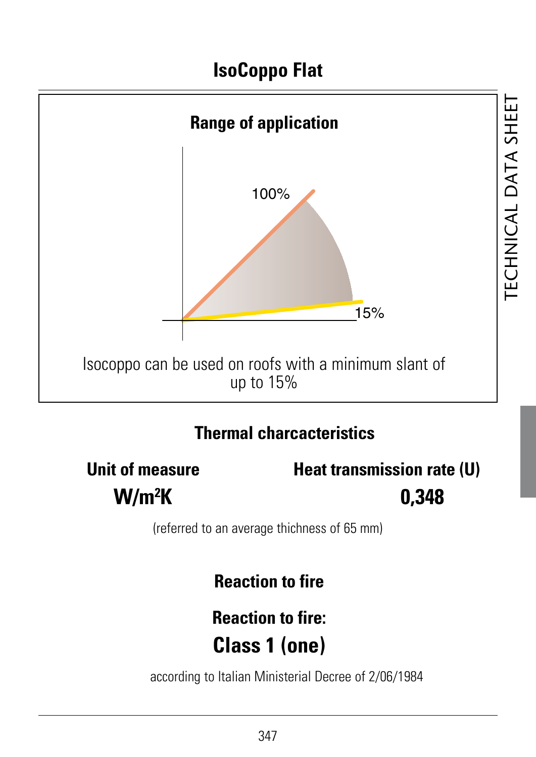# IsoCoppo Flat

## Range of application

100%

15%

Isocoppo can be used on roofs with a minimum slant of up to 15%

## Thermal charcacteristics

| Unit of measure | Heat transmission rate (U) |
|---|---|
| $W/m^2K$ | 0,348 |

(referred to an average thichness of 65 mm)

## Reaction to fire

**Reaction to fire:**

**Class 1 (one)**

according to Italian Ministerial Decree of 2/06/1984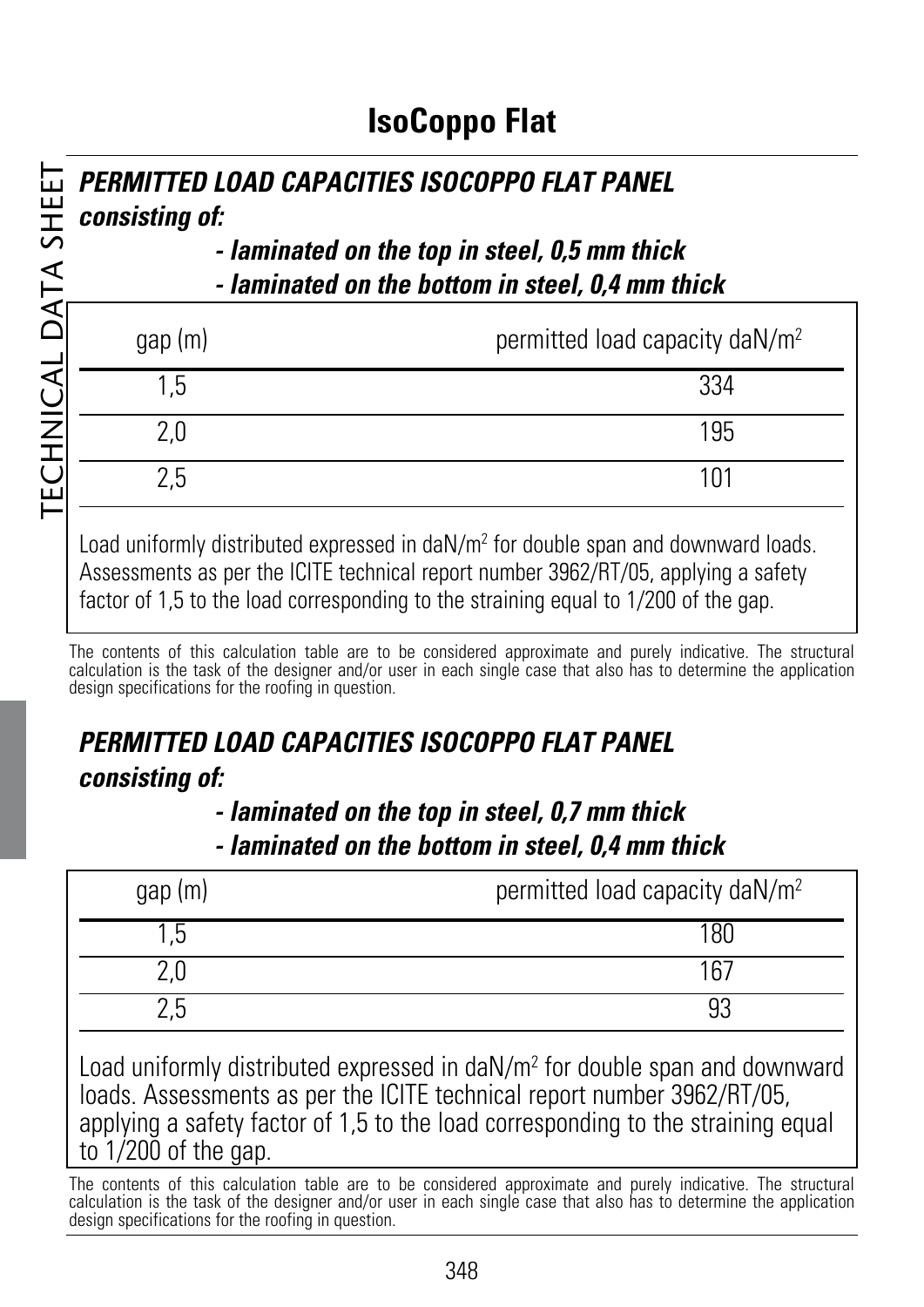# IsoCoppo Flat

## *PERMITTED LOAD CAPACITIES ISOCOPPO FLAT PANEL*

***consisting of:***

***- laminated on the top in steel, 0,5 mm thick***
***- laminated on the bottom in steel, 0,4 mm thick***

| gap (m) | permitted load capacity daN/m$^2$ |
|---|---|
| 1,5 | 334 |
| 2,0 | 195 |
| 2,5 | 101 |

Load uniformly distributed expressed in daN/m$^2$ for double span and downward loads. Assessments as per the ICITE technical report number 3962/RT/05, applying a safety factor of 1,5 to the load corresponding to the straining equal to 1/200 of the gap.

The contents of this calculation table are to be considered approximate and purely indicative. The structural calculation is the task of the designer and/or user in each single case that also has to determine the application design specifications for the roofing in question.

## *PERMITTED LOAD CAPACITIES ISOCOPPO FLAT PANEL*

***consisting of:***

***- laminated on the top in steel, 0,7 mm thick***
***- laminated on the bottom in steel, 0,4 mm thick***

| gap (m) | permitted load capacity daN/m$^2$ |
|---|---|
| 1,5 | 180 |
| 2,0 | 167 |
| 2,5 | 93 |

Load uniformly distributed expressed in daN/m$^2$ for double span and downward loads. Assessments as per the ICITE technical report number 3962/RT/05, applying a safety factor of 1,5 to the load corresponding to the straining equal to 1/200 of the gap.

The contents of this calculation table are to be considered approximate and purely indicative. The structural calculation is the task of the designer and/or user in each single case that also has to determine the application design specifications for the roofing in question.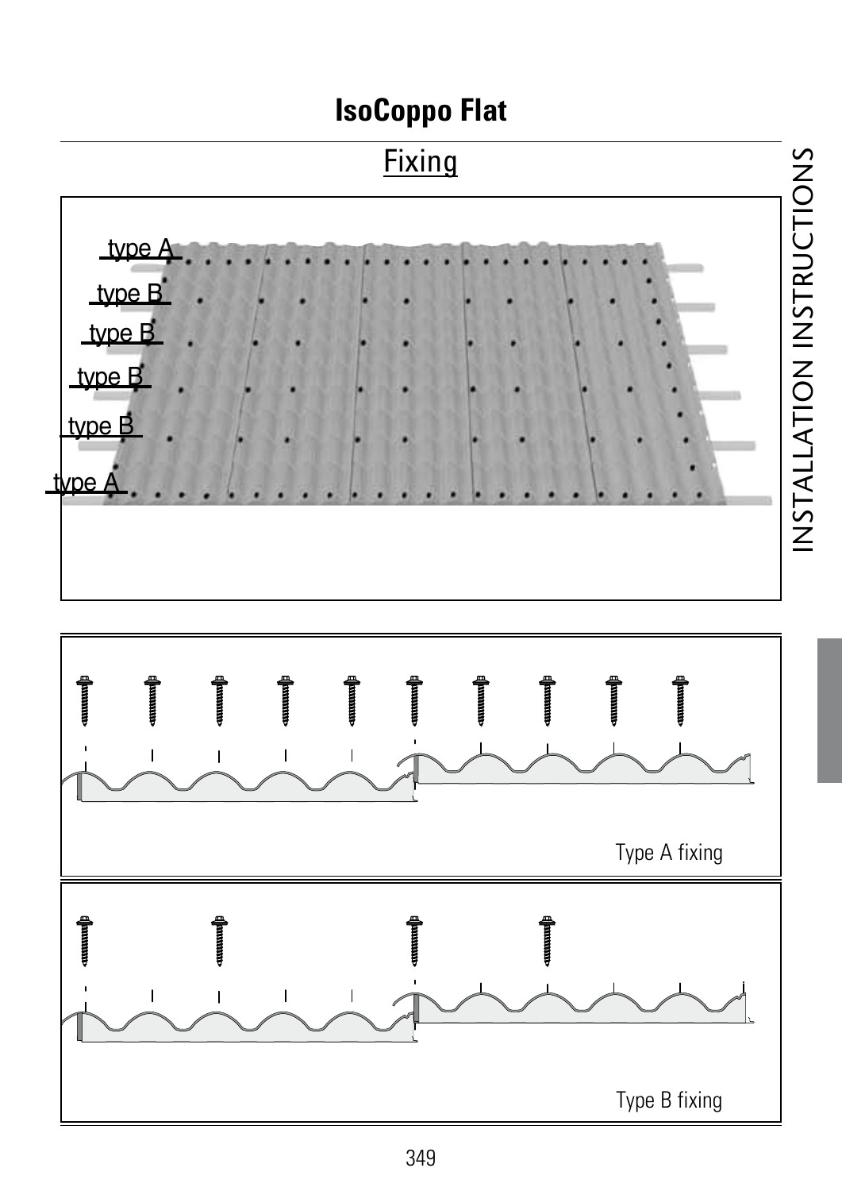# IsoCoppo Flat

## Fixing

type A

type B

type B

type B

type B

type A

Type A fixing

Type B fixing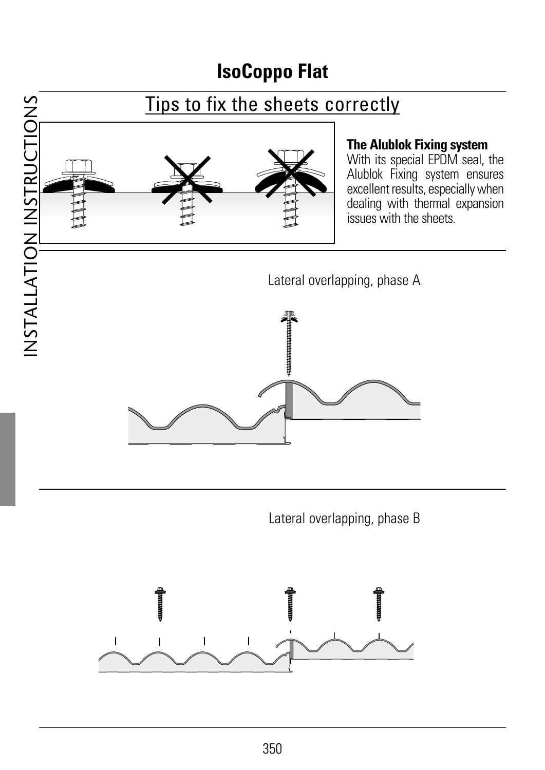# IsoCoppo Flat

## Tips to fix the sheets correctly

**The Alublok Fixing system**
With its special EPDM seal, the Alublok Fixing system ensures excellent results, especially when dealing with thermal expansion issues with the sheets.

Lateral overlapping, phase A

Lateral overlapping, phase B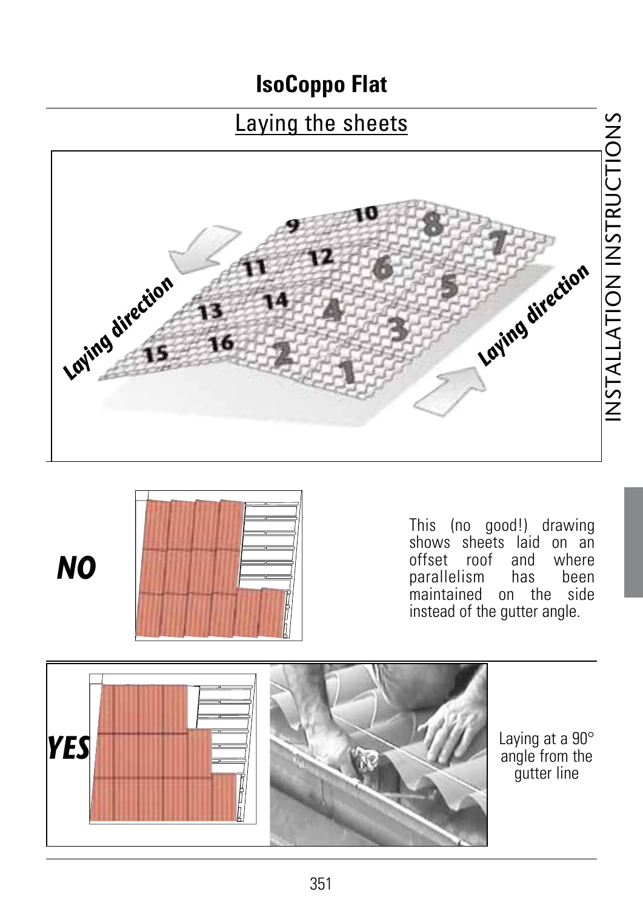# IsoCoppo Flat

## Laying the sheets

**NO**

This (no good!) drawing shows sheets laid on an offset roof and where parallelism has been maintained on the side instead of the gutter angle.

**YES**

Laying at a 90° angle from the gutter line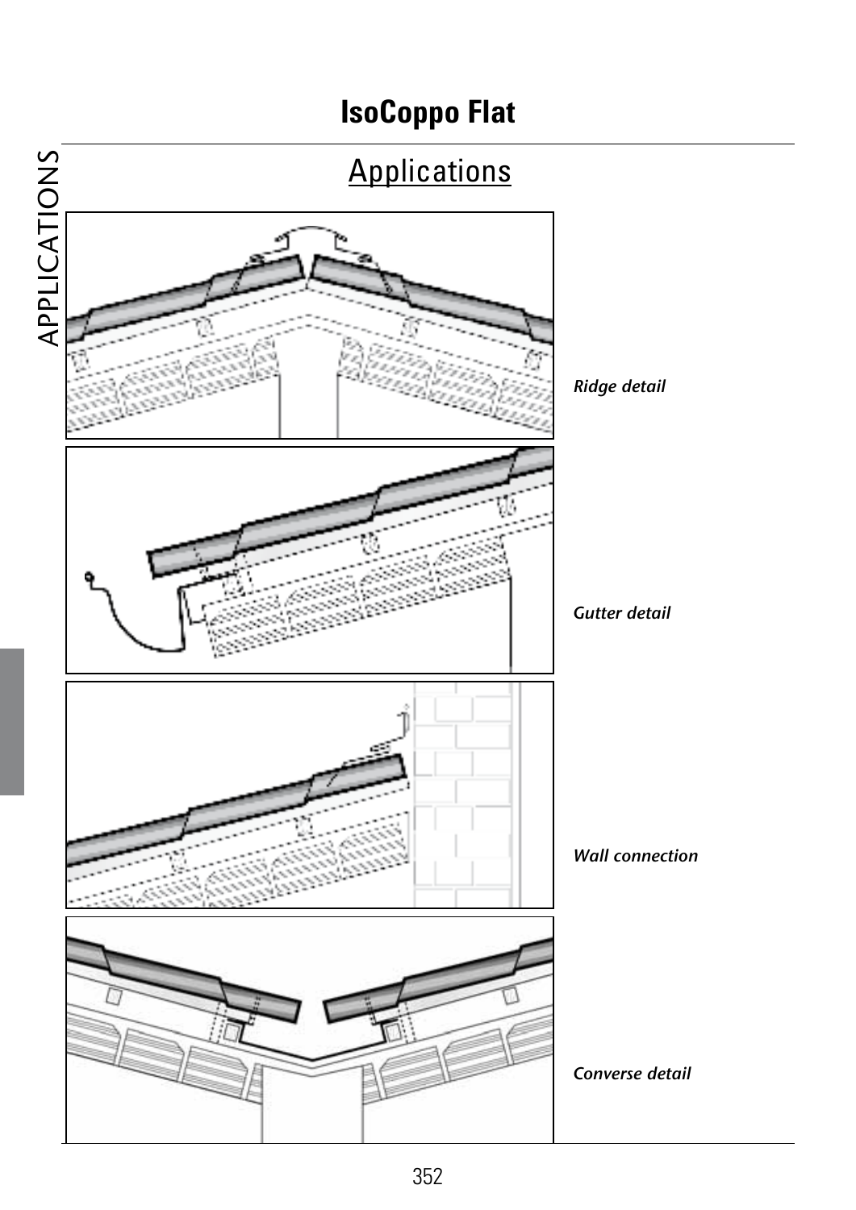# IsoCoppo Flat

## Applications

*Ridge detail*

*Gutter detail*

*Wall connection*

*Converse detail*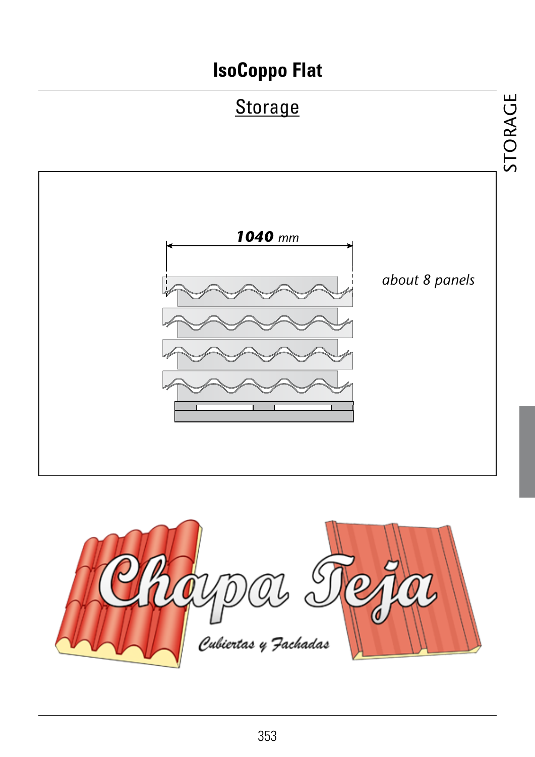# IsoCoppo Flat

## Storage

1040 mm

about 8 panels

Chapa Teja

Cubiertas y Fachadas